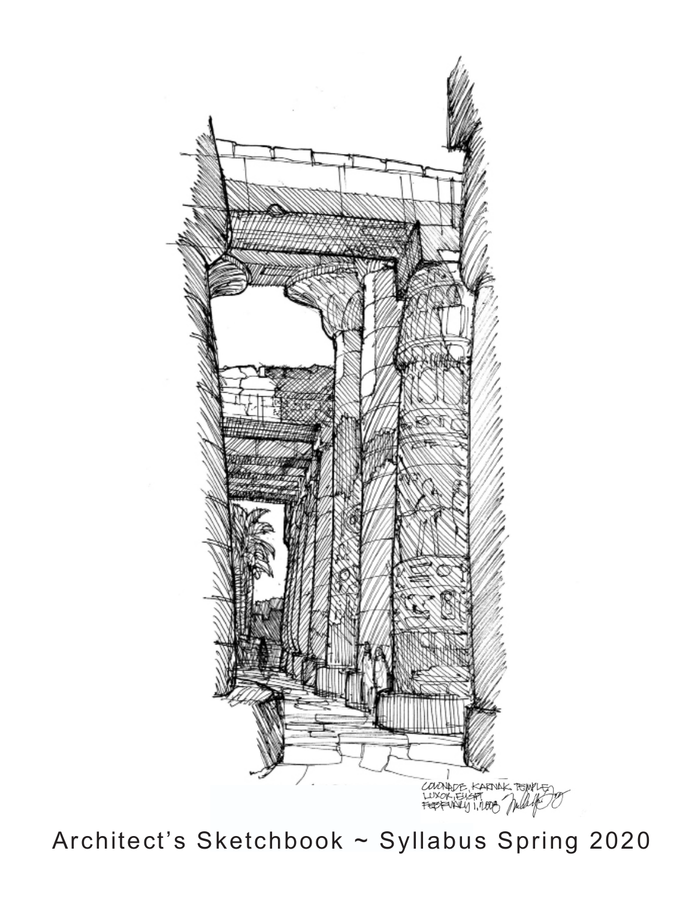COLONNADE, KARNAK TEMPLE
LUXOR, EGYPT
FEBRUARY 1, 2008

# Architect's Sketchbook ~ Syllabus Spring 2020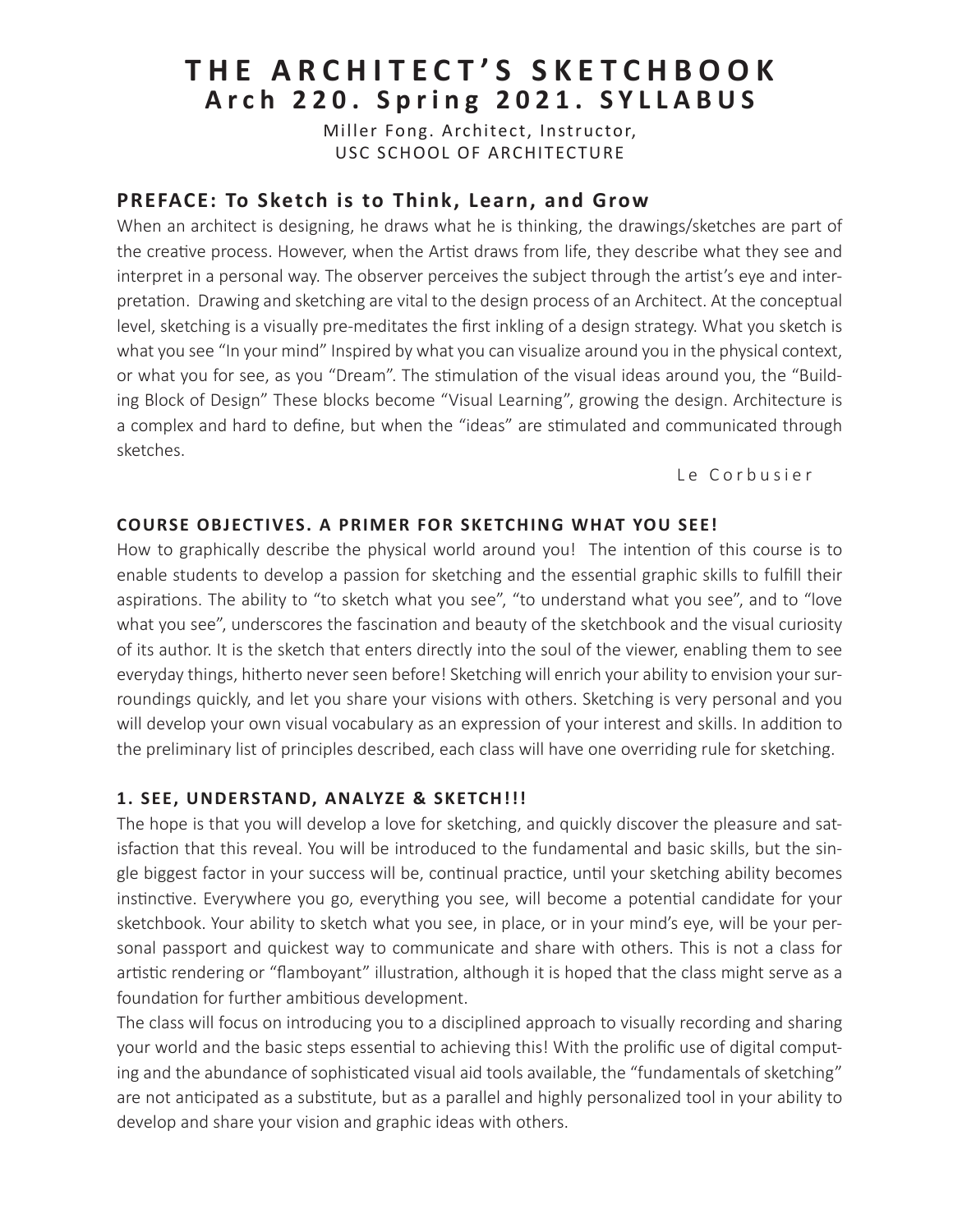# THE ARCHITECT'S SKETCHBOOK
## Arch 220. Spring 2021. SYLLABUS

Miller Fong. Architect, Instructor,
USC SCHOOL OF ARCHITECTURE

## PREFACE: To Sketch is to Think, Learn, and Grow

When an architect is designing, he draws what he is thinking, the drawings/sketches are part of the creative process. However, when the Artist draws from life, they describe what they see and interpret in a personal way. The observer perceives the subject through the artist's eye and interpretation. Drawing and sketching are vital to the design process of an Architect. At the conceptual level, sketching is a visually pre-meditates the first inkling of a design strategy. What you sketch is what you see "In your mind" Inspired by what you can visualize around you in the physical context, or what you for see, as you "Dream". The stimulation of the visual ideas around you, the "Building Block of Design" These blocks become "Visual Learning", growing the design. Architecture is a complex and hard to define, but when the "ideas" are stimulated and communicated through sketches.

Le Corbusier

### COURSE OBJECTIVES. A PRIMER FOR SKETCHING WHAT YOU SEE!

How to graphically describe the physical world around you! The intention of this course is to enable students to develop a passion for sketching and the essential graphic skills to fulfill their aspirations. The ability to "to sketch what you see", "to understand what you see", and to "love what you see", underscores the fascination and beauty of the sketchbook and the visual curiosity of its author. It is the sketch that enters directly into the soul of the viewer, enabling them to see everyday things, hitherto never seen before! Sketching will enrich your ability to envision your surroundings quickly, and let you share your visions with others. Sketching is very personal and you will develop your own visual vocabulary as an expression of your interest and skills. In addition to the preliminary list of principles described, each class will have one overriding rule for sketching.

### 1. SEE, UNDERSTAND, ANALYZE & SKETCH!!!

The hope is that you will develop a love for sketching, and quickly discover the pleasure and satisfaction that this reveal. You will be introduced to the fundamental and basic skills, but the single biggest factor in your success will be, continual practice, until your sketching ability becomes instinctive. Everywhere you go, everything you see, will become a potential candidate for your sketchbook. Your ability to sketch what you see, in place, or in your mind's eye, will be your personal passport and quickest way to communicate and share with others. This is not a class for artistic rendering or "flamboyant" illustration, although it is hoped that the class might serve as a foundation for further ambitious development.

The class will focus on introducing you to a disciplined approach to visually recording and sharing your world and the basic steps essential to achieving this! With the prolific use of digital computing and the abundance of sophisticated visual aid tools available, the "fundamentals of sketching" are not anticipated as a substitute, but as a parallel and highly personalized tool in your ability to develop and share your vision and graphic ideas with others.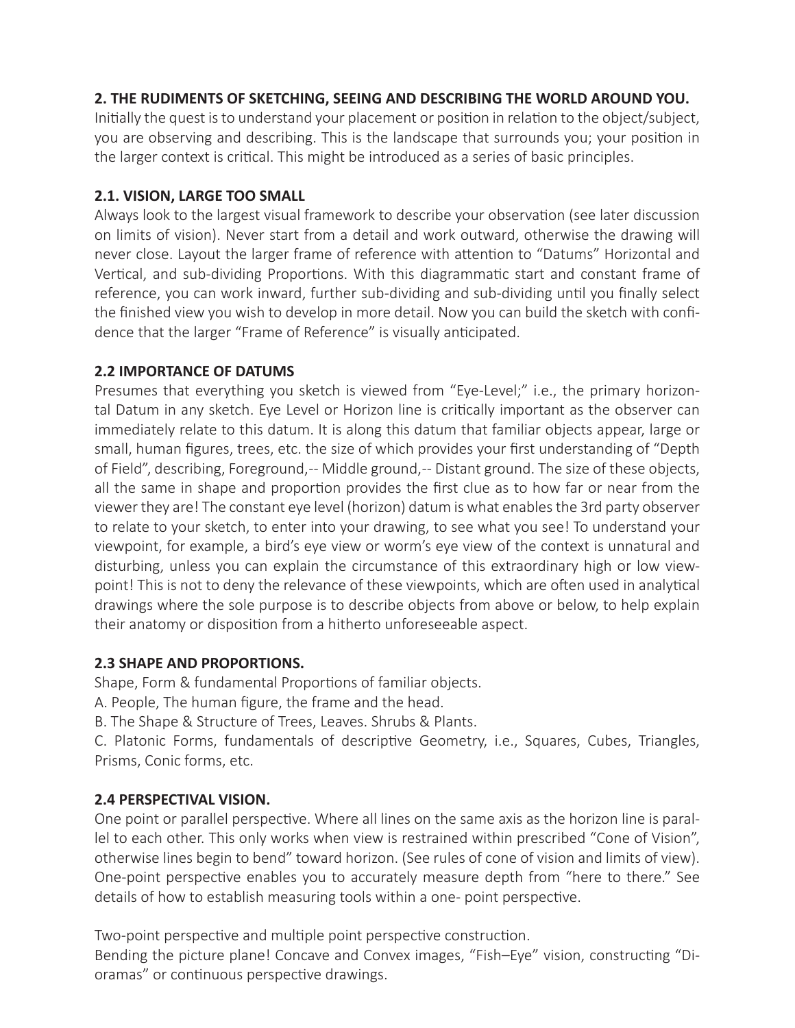## 2. THE RUDIMENTS OF SKETCHING, SEEING AND DESCRIBING THE WORLD AROUND YOU.

Initially the quest is to understand your placement or position in relation to the object/subject, you are observing and describing. This is the landscape that surrounds you; your position in the larger context is critical. This might be introduced as a series of basic principles.

### 2.1. VISION, LARGE TOO SMALL

Always look to the largest visual framework to describe your observation (see later discussion on limits of vision). Never start from a detail and work outward, otherwise the drawing will never close. Layout the larger frame of reference with attention to "Datums" Horizontal and Vertical, and sub-dividing Proportions. With this diagrammatic start and constant frame of reference, you can work inward, further sub-dividing and sub-dividing until you finally select the finished view you wish to develop in more detail. Now you can build the sketch with confidence that the larger "Frame of Reference" is visually anticipated.

### 2.2 IMPORTANCE OF DATUMS

Presumes that everything you sketch is viewed from "Eye-Level;" i.e., the primary horizontal Datum in any sketch. Eye Level or Horizon line is critically important as the observer can immediately relate to this datum. It is along this datum that familiar objects appear, large or small, human figures, trees, etc. the size of which provides your first understanding of "Depth of Field", describing, Foreground,-- Middle ground,-- Distant ground. The size of these objects, all the same in shape and proportion provides the first clue as to how far or near from the viewer they are! The constant eye level (horizon) datum is what enables the 3rd party observer to relate to your sketch, to enter into your drawing, to see what you see! To understand your viewpoint, for example, a bird's eye view or worm's eye view of the context is unnatural and disturbing, unless you can explain the circumstance of this extraordinary high or low viewpoint! This is not to deny the relevance of these viewpoints, which are often used in analytical drawings where the sole purpose is to describe objects from above or below, to help explain their anatomy or disposition from a hitherto unforeseeable aspect.

### 2.3 SHAPE AND PROPORTIONS.

Shape, Form & fundamental Proportions of familiar objects.

A. People, The human figure, the frame and the head.

B. The Shape & Structure of Trees, Leaves. Shrubs & Plants.

C. Platonic Forms, fundamentals of descriptive Geometry, i.e., Squares, Cubes, Triangles, Prisms, Conic forms, etc.

### 2.4 PERSPECTIVAL VISION.

One point or parallel perspective. Where all lines on the same axis as the horizon line is parallel to each other. This only works when view is restrained within prescribed "Cone of Vision", otherwise lines begin to bend" toward horizon. (See rules of cone of vision and limits of view). One-point perspective enables you to accurately measure depth from "here to there." See details of how to establish measuring tools within a one- point perspective.

Two-point perspective and multiple point perspective construction.

Bending the picture plane! Concave and Convex images, "Fish–Eye" vision, constructing "Dioramas" or continuous perspective drawings.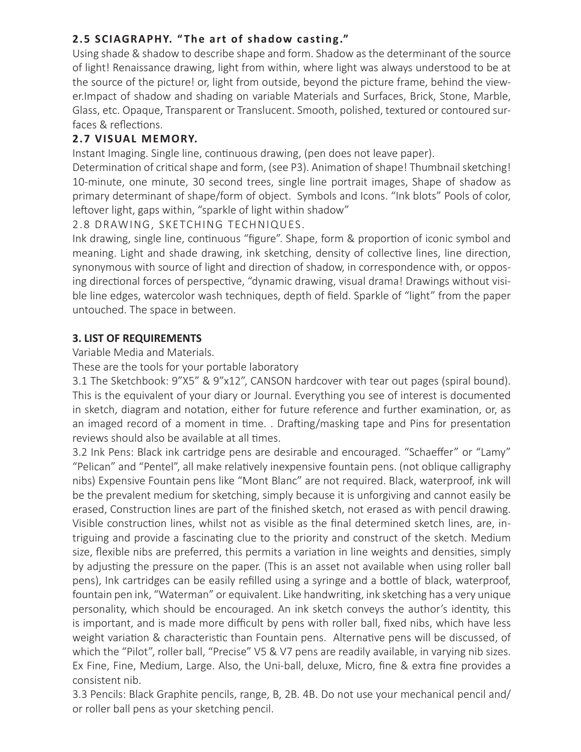### 2.5 SCIAGRAPHY. "The art of shadow casting."

Using shade & shadow to describe shape and form. Shadow as the determinant of the source of light! Renaissance drawing, light from within, where light was always understood to be at the source of the picture! or, light from outside, beyond the picture frame, behind the viewer.Impact of shadow and shading on variable Materials and Surfaces, Brick, Stone, Marble, Glass, etc. Opaque, Transparent or Translucent. Smooth, polished, textured or contoured surfaces & reflections.

### 2.7 VISUAL MEMORY.

Instant Imaging. Single line, continuous drawing, (pen does not leave paper).
Determination of critical shape and form, (see P3). Animation of shape! Thumbnail sketching! 10-minute, one minute, 30 second trees, single line portrait images, Shape of shadow as primary determinant of shape/form of object. Symbols and Icons. "Ink blots" Pools of color, leftover light, gaps within, "sparkle of light within shadow"

### 2.8 DRAWING, SKETCHING TECHNIQUES.

Ink drawing, single line, continuous "figure". Shape, form & proportion of iconic symbol and meaning. Light and shade drawing, ink sketching, density of collective lines, line direction, synonymous with source of light and direction of shadow, in correspondence with, or opposing directional forces of perspective, "dynamic drawing, visual drama! Drawings without visible line edges, watercolor wash techniques, depth of field. Sparkle of "light" from the paper untouched. The space in between.

## 3. LIST OF REQUIREMENTS

Variable Media and Materials.

These are the tools for your portable laboratory

3.1 The Sketchbook: 9"X5" & 9"x12", CANSON hardcover with tear out pages (spiral bound). This is the equivalent of your diary or Journal. Everything you see of interest is documented in sketch, diagram and notation, either for future reference and further examination, or, as an imaged record of a moment in time. . Drafting/masking tape and Pins for presentation reviews should also be available at all times.

3.2 Ink Pens: Black ink cartridge pens are desirable and encouraged. "Schaeffer" or "Lamy" "Pelican" and "Pentel", all make relatively inexpensive fountain pens. (not oblique calligraphy nibs) Expensive Fountain pens like "Mont Blanc" are not required. Black, waterproof, ink will be the prevalent medium for sketching, simply because it is unforgiving and cannot easily be erased, Construction lines are part of the finished sketch, not erased as with pencil drawing. Visible construction lines, whilst not as visible as the final determined sketch lines, are, intriguing and provide a fascinating clue to the priority and construct of the sketch. Medium size, flexible nibs are preferred, this permits a variation in line weights and densities, simply by adjusting the pressure on the paper. (This is an asset not available when using roller ball pens), Ink cartridges can be easily refilled using a syringe and a bottle of black, waterproof, fountain pen ink, "Waterman" or equivalent. Like handwriting, ink sketching has a very unique personality, which should be encouraged. An ink sketch conveys the author's identity, this is important, and is made more difficult by pens with roller ball, fixed nibs, which have less weight variation & characteristic than Fountain pens. Alternative pens will be discussed, of which the "Pilot", roller ball, "Precise" V5 & V7 pens are readily available, in varying nib sizes. Ex Fine, Fine, Medium, Large. Also, the Uni-ball, deluxe, Micro, fine & extra fine provides a consistent nib.

3.3 Pencils: Black Graphite pencils, range, B, 2B. 4B. Do not use your mechanical pencil and/or roller ball pens as your sketching pencil.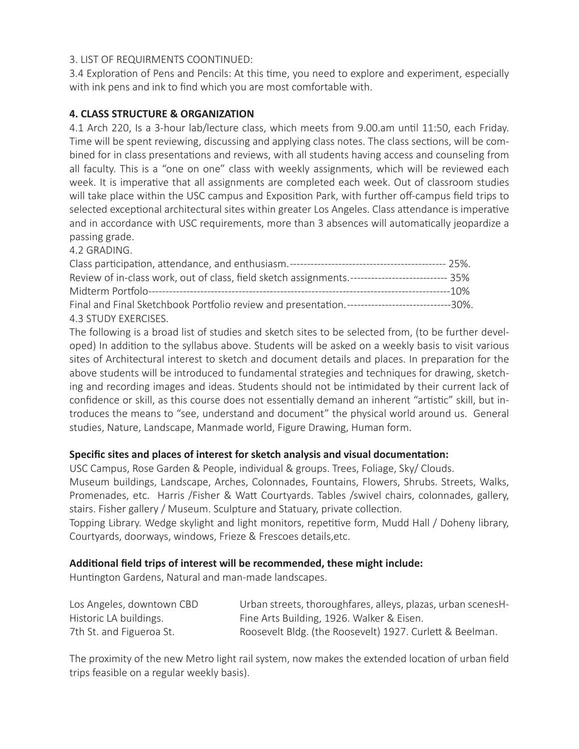3. LIST OF REQUIRMENTS COONTINUED:

3.4 Exploration of Pens and Pencils: At this time, you need to explore and experiment, especially with ink pens and ink to find which you are most comfortable with.

## 4. CLASS STRUCTURE & ORGANIZATION

4.1 Arch 220, Is a 3-hour lab/lecture class, which meets from 9.00.am until 11:50, each Friday. Time will be spent reviewing, discussing and applying class notes. The class sections, will be combined for in class presentations and reviews, with all students having access and counseling from all faculty. This is a "one on one" class with weekly assignments, which will be reviewed each week. It is imperative that all assignments are completed each week. Out of classroom studies will take place within the USC campus and Exposition Park, with further off-campus field trips to selected exceptional architectural sites within greater Los Angeles. Class attendance is imperative and in accordance with USC requirements, more than 3 absences will automatically jeopardize a passing grade.

4.2 GRADING.

Class participation, attendance, and enthusiasm.--------------------------------------------- 25%.
Review of in-class work, out of class, field sketch assignments.---------------------------- 35%
Midterm Portfolo-----------------------------------------------------------------------------------10%
Final and Final Sketchbook Portfolio review and presentation.------------------------------30%.

4.3 STUDY EXERCISES.

The following is a broad list of studies and sketch sites to be selected from, (to be further developed) In addition to the syllabus above. Students will be asked on a weekly basis to visit various sites of Architectural interest to sketch and document details and places. In preparation for the above students will be introduced to fundamental strategies and techniques for drawing, sketching and recording images and ideas. Students should not be intimidated by their current lack of confidence or skill, as this course does not essentially demand an inherent "artistic" skill, but introduces the means to "see, understand and document" the physical world around us. General studies, Nature, Landscape, Manmade world, Figure Drawing, Human form.

**Specific sites and places of interest for sketch analysis and visual documentation:**

USC Campus, Rose Garden & People, individual & groups. Trees, Foliage, Sky/ Clouds.
Museum buildings, Landscape, Arches, Colonnades, Fountains, Flowers, Shrubs. Streets, Walks, Promenades, etc. Harris /Fisher & Watt Courtyards. Tables /swivel chairs, colonnades, gallery, stairs. Fisher gallery / Museum. Sculpture and Statuary, private collection.
Topping Library. Wedge skylight and light monitors, repetitive form, Mudd Hall / Doheny library, Courtyards, doorways, windows, Frieze & Frescoes details,etc.

**Additional field trips of interest will be recommended, these might include:**

Huntington Gardens, Natural and man-made landscapes.

| | |
|---|---|
| Los Angeles, downtown CBD | Urban streets, thoroughfares, alleys, plazas, urban scenesH- |
| Historic LA buildings. | Fine Arts Building, 1926. Walker & Eisen. |
| 7th St. and Figueroa St. | Roosevelt Bldg. (the Roosevelt) 1927. Curlett & Beelman. |

The proximity of the new Metro light rail system, now makes the extended location of urban field trips feasible on a regular weekly basis).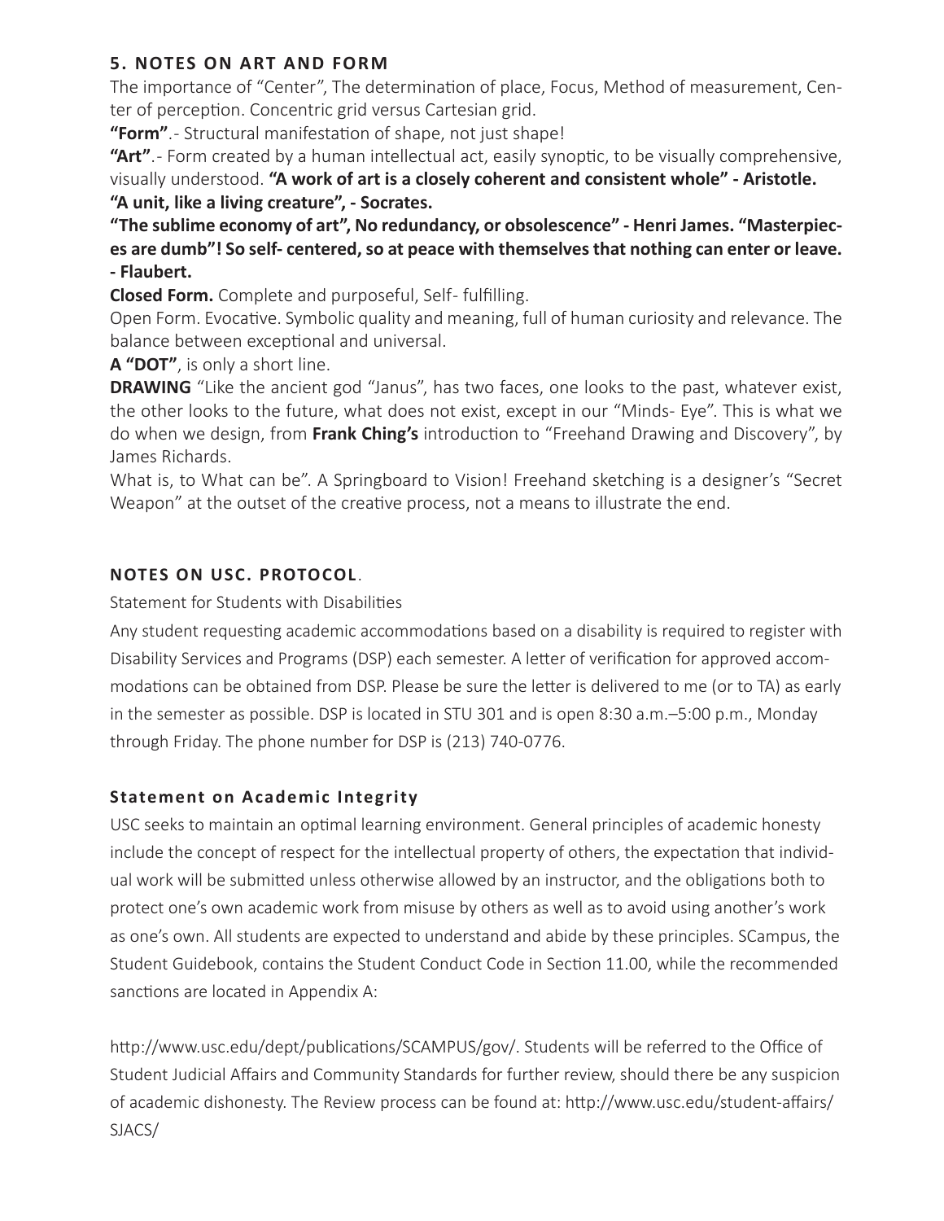## 5. NOTES ON ART AND FORM

The importance of "Center", The determination of place, Focus, Method of measurement, Center of perception. Concentric grid versus Cartesian grid.

**"Form"**.- Structural manifestation of shape, not just shape!

**"Art"**.- Form created by a human intellectual act, easily synoptic, to be visually comprehensive, visually understood. **"A work of art is a closely coherent and consistent whole" - Aristotle. "A unit, like a living creature", - Socrates.**

**"The sublime economy of art", No redundancy, or obsolescence" - Henri James. "Masterpieces are dumb"! So self- centered, so at peace with themselves that nothing can enter or leave. - Flaubert.**

**Closed Form.** Complete and purposeful, Self- fulfilling.

Open Form. Evocative. Symbolic quality and meaning, full of human curiosity and relevance. The balance between exceptional and universal.

**A "DOT"**, is only a short line.

**DRAWING** "Like the ancient god "Janus", has two faces, one looks to the past, whatever exist, the other looks to the future, what does not exist, except in our "Minds- Eye". This is what we do when we design, from **Frank Ching's** introduction to "Freehand Drawing and Discovery", by James Richards.

What is, to What can be". A Springboard to Vision! Freehand sketching is a designer's "Secret Weapon" at the outset of the creative process, not a means to illustrate the end.

## NOTES ON USC. PROTOCOL.

Statement for Students with Disabilities

Any student requesting academic accommodations based on a disability is required to register with Disability Services and Programs (DSP) each semester. A letter of verification for approved accommodations can be obtained from DSP. Please be sure the letter is delivered to me (or to TA) as early in the semester as possible. DSP is located in STU 301 and is open 8:30 a.m.–5:00 p.m., Monday through Friday. The phone number for DSP is (213) 740-0776.

### Statement on Academic Integrity

USC seeks to maintain an optimal learning environment. General principles of academic honesty include the concept of respect for the intellectual property of others, the expectation that individual work will be submitted unless otherwise allowed by an instructor, and the obligations both to protect one's own academic work from misuse by others as well as to avoid using another's work as one's own. All students are expected to understand and abide by these principles. SCampus, the Student Guidebook, contains the Student Conduct Code in Section 11.00, while the recommended sanctions are located in Appendix A:

http://www.usc.edu/dept/publications/SCAMPUS/gov/. Students will be referred to the Office of Student Judicial Affairs and Community Standards for further review, should there be any suspicion of academic dishonesty. The Review process can be found at: http://www.usc.edu/student-affairs/SJACS/